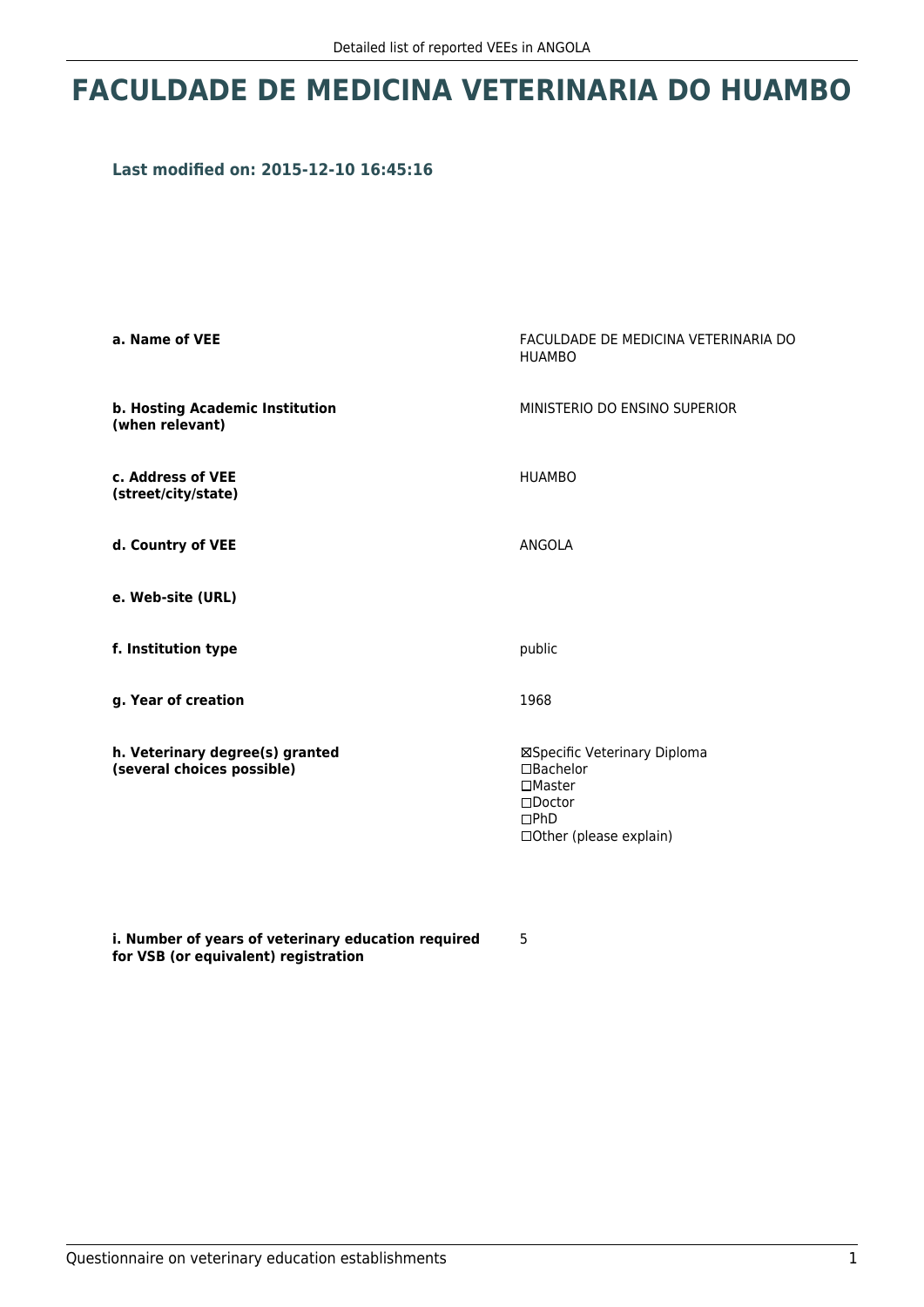# FACULDADE DE MEDICINA VETERINARIA DO HUAMBO

### Last modified on: 2015-12-10 16:45:16

| | |
|---|---|
| **a. Name of VEE** | FACULDADE DE MEDICINA VETERINARIA DO HUAMBO |
| **b. Hosting Academic Institution (when relevant)** | MINISTERIO DO ENSINO SUPERIOR |
| **c. Address of VEE (street/city/state)** | HUAMBO |
| **d. Country of VEE** | ANGOLA |
| **e. Web-site (URL)** | |
| **f. Institution type** | public |
| **g. Year of creation** | 1968 |
| **h. Veterinary degree(s) granted (several choices possible)** | ☒Specific Veterinary Diploma<br>☐Bachelor<br>☐Master<br>☐Doctor<br>☐PhD<br>☐Other (please explain) |
| **i. Number of years of veterinary education required for VSB (or equivalent) registration** | 5 |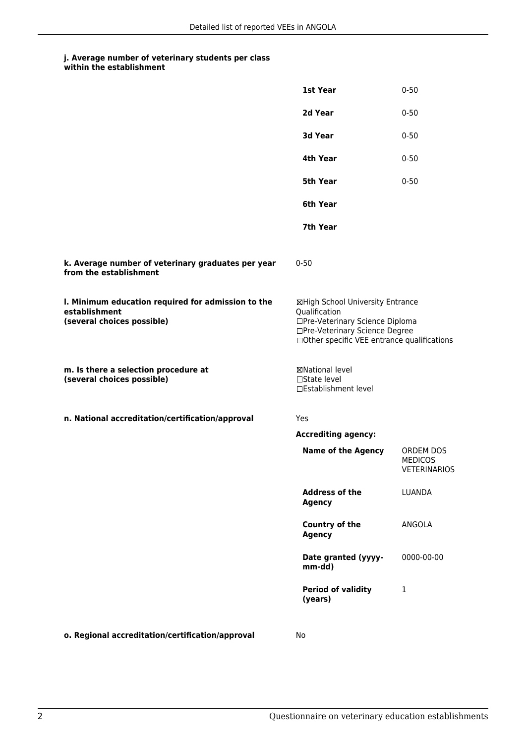#### j. Average number of veterinary students per class within the establishment

| | |
|---|---|
| **1st Year** | 0-50 |
| **2d Year** | 0-50 |
| **3d Year** | 0-50 |
| **4th Year** | 0-50 |
| **5th Year** | 0-50 |
| **6th Year** | |
| **7th Year** | |

**k. Average number of veterinary graduates per year from the establishment**

0-50

**l. Minimum education required for admission to the establishment (several choices possible)**

☒High School University Entrance Qualification
☐Pre-Veterinary Science Diploma
☐Pre-Veterinary Science Degree
☐Other specific VEE entrance qualifications

**m. Is there a selection procedure at (several choices possible)**

☒National level
☐State level
☐Establishment level

**n. National accreditation/certification/approval**

Yes

**Accrediting agency:**

| | |
|---|---|
| **Name of the Agency** | ORDEM DOS MEDICOS VETERINARIOS |
| **Address of the Agency** | LUANDA |
| **Country of the Agency** | ANGOLA |
| **Date granted (yyyy-mm-dd)** | 0000-00-00 |
| **Period of validity (years)** | 1 |

**o. Regional accreditation/certification/approval**

No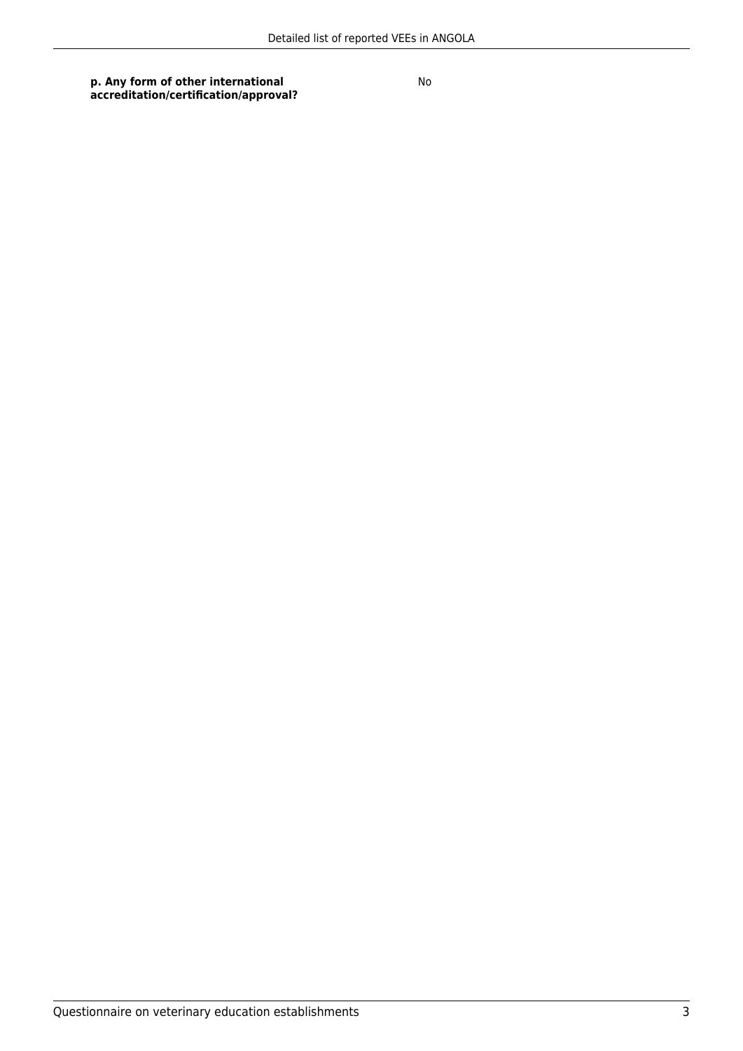| | |
|---|---|
| **p. Any form of other international accreditation/certification/approval?** | No |